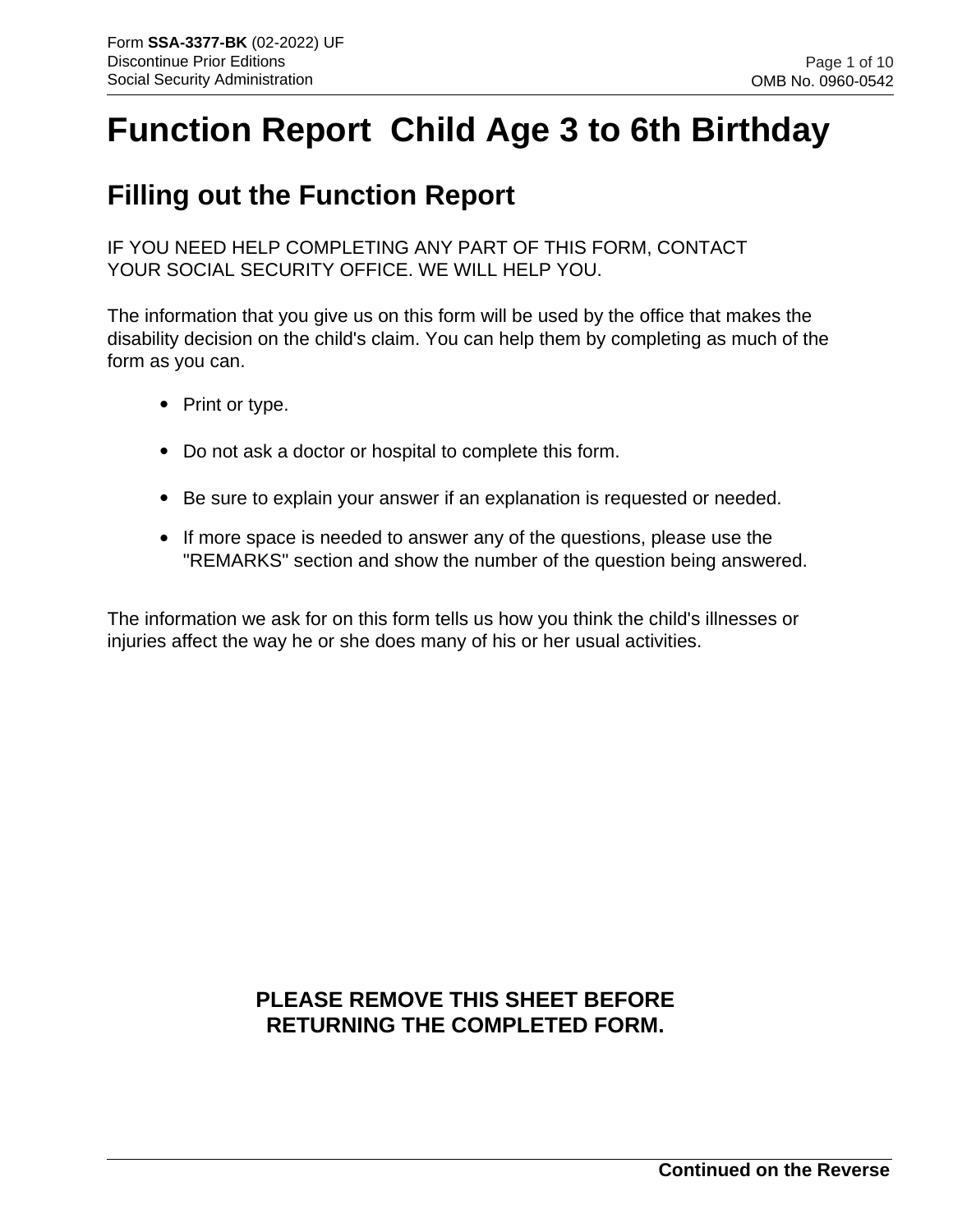# Function Report Child Age 3 to 6th Birthday

## Filling out the Function Report

IF YOU NEED HELP COMPLETING ANY PART OF THIS FORM, CONTACT YOUR SOCIAL SECURITY OFFICE. WE WILL HELP YOU.

The information that you give us on this form will be used by the office that makes the disability decision on the child's claim. You can help them by completing as much of the form as you can.

- Print or type.
- Do not ask a doctor or hospital to complete this form.
- Be sure to explain your answer if an explanation is requested or needed.
- If more space is needed to answer any of the questions, please use the "REMARKS" section and show the number of the question being answered.

The information we ask for on this form tells us how you think the child's illnesses or injuries affect the way he or she does many of his or her usual activities.

**PLEASE REMOVE THIS SHEET BEFORE RETURNING THE COMPLETED FORM.**

**Continued on the Reverse**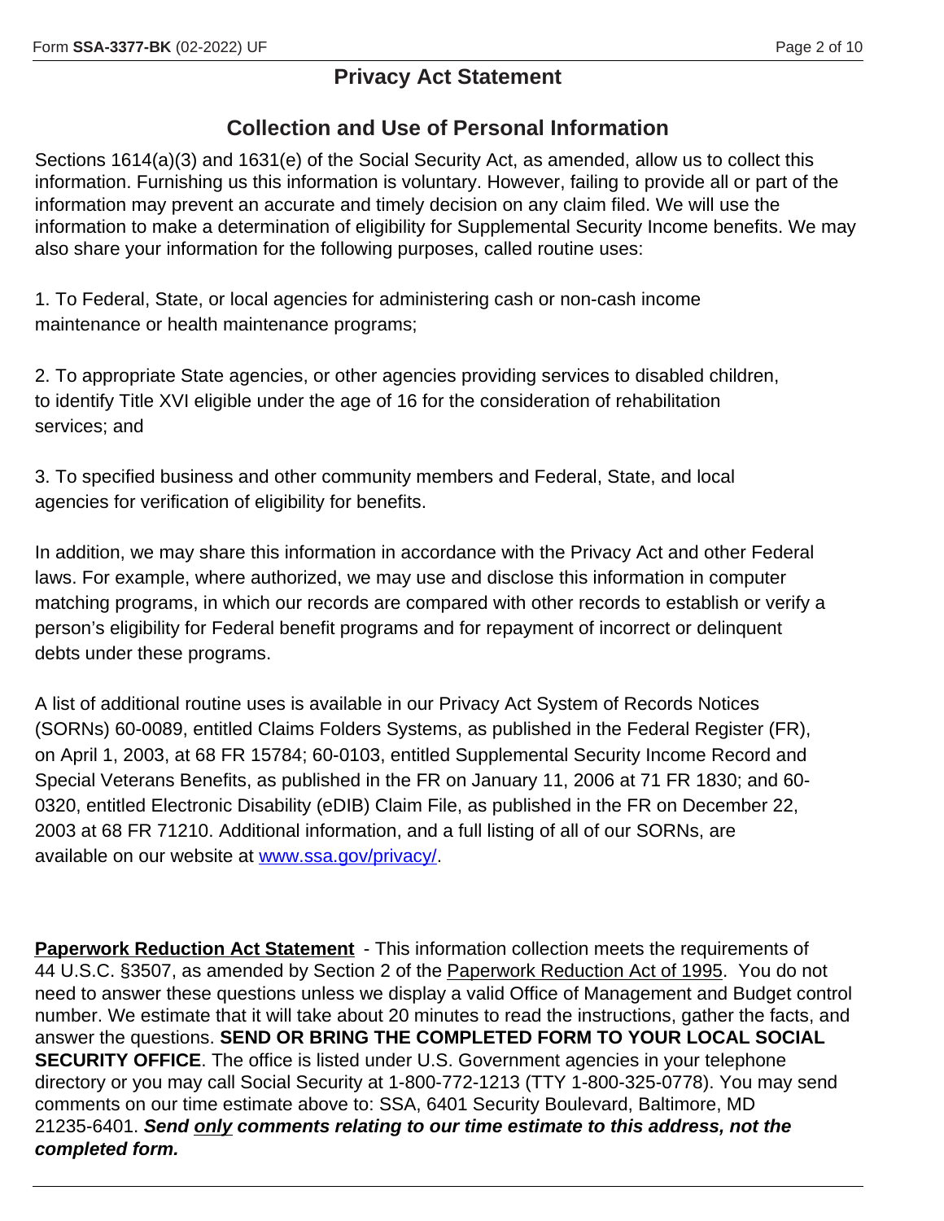# Privacy Act Statement

## Collection and Use of Personal Information

Sections 1614(a)(3) and 1631(e) of the Social Security Act, as amended, allow us to collect this information. Furnishing us this information is voluntary. However, failing to provide all or part of the information may prevent an accurate and timely decision on any claim filed. We will use the information to make a determination of eligibility for Supplemental Security Income benefits. We may also share your information for the following purposes, called routine uses:

1. To Federal, State, or local agencies for administering cash or non-cash income maintenance or health maintenance programs;

2. To appropriate State agencies, or other agencies providing services to disabled children, to identify Title XVI eligible under the age of 16 for the consideration of rehabilitation services; and

3. To specified business and other community members and Federal, State, and local agencies for verification of eligibility for benefits.

In addition, we may share this information in accordance with the Privacy Act and other Federal laws. For example, where authorized, we may use and disclose this information in computer matching programs, in which our records are compared with other records to establish or verify a person's eligibility for Federal benefit programs and for repayment of incorrect or delinquent debts under these programs.

A list of additional routine uses is available in our Privacy Act System of Records Notices (SORNs) 60-0089, entitled Claims Folders Systems, as published in the Federal Register (FR), on April 1, 2003, at 68 FR 15784; 60-0103, entitled Supplemental Security Income Record and Special Veterans Benefits, as published in the FR on January 11, 2006 at 71 FR 1830; and 60-0320, entitled Electronic Disability (eDIB) Claim File, as published in the FR on December 22, 2003 at 68 FR 71210. Additional information, and a full listing of all of our SORNs, are available on our website at www.ssa.gov/privacy/.

**Paperwork Reduction Act Statement** - This information collection meets the requirements of 44 U.S.C. §3507, as amended by Section 2 of the Paperwork Reduction Act of 1995. You do not need to answer these questions unless we display a valid Office of Management and Budget control number. We estimate that it will take about 20 minutes to read the instructions, gather the facts, and answer the questions. **SEND OR BRING THE COMPLETED FORM TO YOUR LOCAL SOCIAL SECURITY OFFICE**. The office is listed under U.S. Government agencies in your telephone directory or you may call Social Security at 1-800-772-1213 (TTY 1-800-325-0778). You may send comments on our time estimate above to: SSA, 6401 Security Boulevard, Baltimore, MD 21235-6401. ***Send only comments relating to our time estimate to this address, not the completed form.***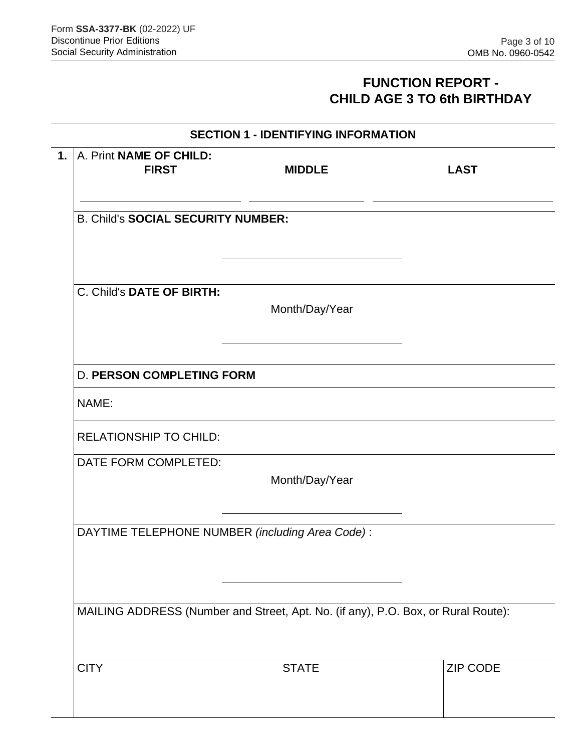# FUNCTION REPORT - CHILD AGE 3 TO 6th BIRTHDAY

## SECTION 1 - IDENTIFYING INFORMATION

**1.** A. Print **NAME OF CHILD:**

| **FIRST** | **MIDDLE** | **LAST** |
| --- | --- | --- |
| | | |

B. Child's **SOCIAL SECURITY NUMBER:**

C. Child's **DATE OF BIRTH:**

Month/Day/Year

D. **PERSON COMPLETING FORM**

NAME:

RELATIONSHIP TO CHILD:

DATE FORM COMPLETED:

Month/Day/Year

DAYTIME TELEPHONE NUMBER *(including Area Code)* :

MAILING ADDRESS (Number and Street, Apt. No. (if any), P.O. Box, or Rural Route):

| CITY | STATE | ZIP CODE |
| --- | --- | --- |
| | | |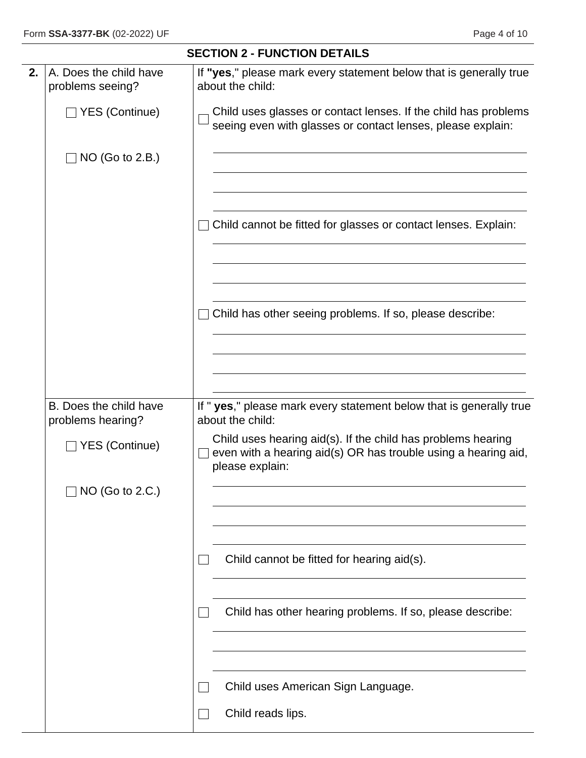## SECTION 2 - FUNCTION DETAILS

**2.**

A. Does the child have problems seeing?

- ☐ YES (Continue)
- ☐ NO (Go to 2.B.)

If **"yes**," please mark every statement below that is generally true about the child:

- ☐ Child uses glasses or contact lenses. If the child has problems seeing even with glasses or contact lenses, please explain:

  ______________________________________________

  ______________________________________________

  ______________________________________________

  ______________________________________________

- ☐ Child cannot be fitted for glasses or contact lenses. Explain:

  ______________________________________________

  ______________________________________________

  ______________________________________________

  ______________________________________________

- ☐ Child has other seeing problems. If so, please describe:

  ______________________________________________

  ______________________________________________

  ______________________________________________

  ______________________________________________

B. Does the child have problems hearing?

- ☐ YES (Continue)
- ☐ NO (Go to 2.C.)

If " **yes**," please mark every statement below that is generally true about the child:

- ☐ Child uses hearing aid(s). If the child has problems hearing even with a hearing aid(s) OR has trouble using a hearing aid, please explain:

  ______________________________________________

  ______________________________________________

  ______________________________________________

  ______________________________________________

- ☐ Child cannot be fitted for hearing aid(s).

  ______________________________________________

  ______________________________________________

- ☐ Child has other hearing problems. If so, please describe:

  ______________________________________________

  ______________________________________________

  ______________________________________________

- ☐ Child uses American Sign Language.
- ☐ Child reads lips.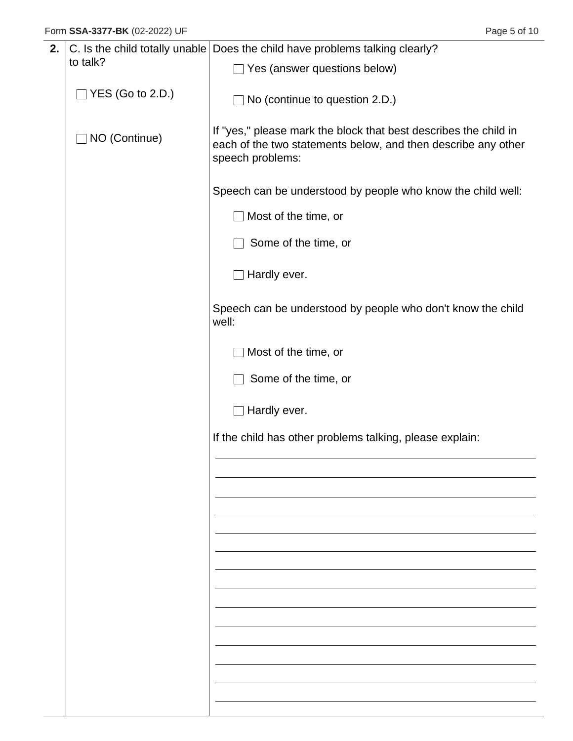| | | |
|---|---|---|
| **2.** | C. Is the child totally unable to talk?<br><br>☐ YES (Go to 2.D.)<br><br>☐ NO (Continue) | Does the child have problems talking clearly?<br><br>☐ Yes (answer questions below)<br><br>☐ No (continue to question 2.D.)<br><br>If "yes," please mark the block that best describes the child in each of the two statements below, and then describe any other speech problems:<br><br>Speech can be understood by people who know the child well:<br><br>☐ Most of the time, or<br><br>☐ Some of the time, or<br><br>☐ Hardly ever.<br><br>Speech can be understood by people who don't know the child well:<br><br>☐ Most of the time, or<br><br>☐ Some of the time, or<br><br>☐ Hardly ever.<br><br>If the child has other problems talking, please explain:<br><br>\_\_\_\_\_\_\_\_\_\_\_\_\_\_\_\_\_\_\_\_\_\_\_\_\_\_\_\_\_\_\_\_\_\_\_\_\_\_\_\_ |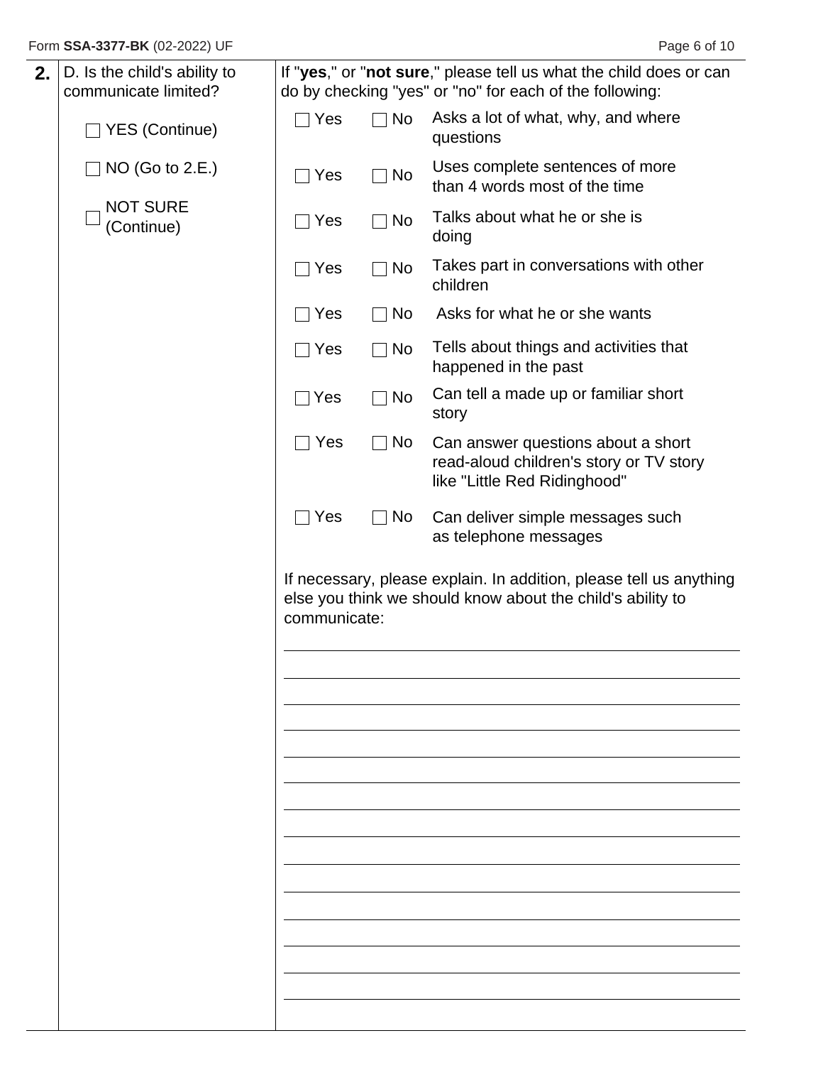**2.** D. Is the child's ability to communicate limited?

☐ YES (Continue)

☐ NO (Go to 2.E.)

☐ NOT SURE (Continue)

If "**yes**," or "**not sure**," please tell us what the child does or can do by checking "yes" or "no" for each of the following:

| Yes | No | |
|---|---|---|
| ☐ Yes | ☐ No | Asks a lot of what, why, and where questions |
| ☐ Yes | ☐ No | Uses complete sentences of more than 4 words most of the time |
| ☐ Yes | ☐ No | Talks about what he or she is doing |
| ☐ Yes | ☐ No | Takes part in conversations with other children |
| ☐ Yes | ☐ No | Asks for what he or she wants |
| ☐ Yes | ☐ No | Tells about things and activities that happened in the past |
| ☐ Yes | ☐ No | Can tell a made up or familiar short story |
| ☐ Yes | ☐ No | Can answer questions about a short read-aloud children's story or TV story like "Little Red Ridinghood" |
| ☐ Yes | ☐ No | Can deliver simple messages such as telephone messages |

If necessary, please explain. In addition, please tell us anything else you think we should know about the child's ability to communicate:

______________________________________________________________________

______________________________________________________________________

______________________________________________________________________

______________________________________________________________________

______________________________________________________________________

______________________________________________________________________

______________________________________________________________________

______________________________________________________________________

______________________________________________________________________

______________________________________________________________________

______________________________________________________________________

______________________________________________________________________

______________________________________________________________________

______________________________________________________________________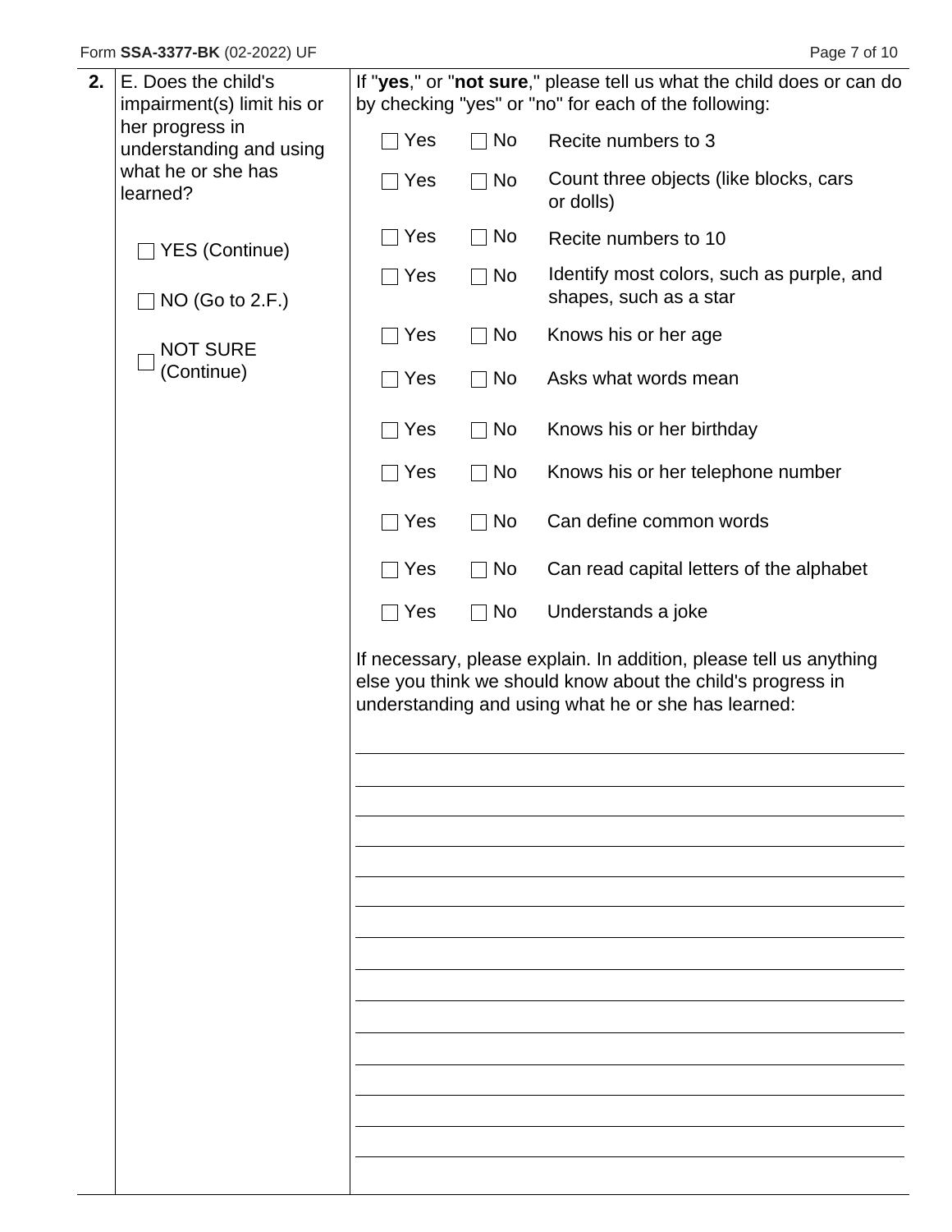**2.** E. Does the child's impairment(s) limit his or her progress in understanding and using what he or she has learned?

☐ YES (Continue)

☐ NO (Go to 2.F.)

☐ NOT SURE (Continue)

If "**yes**," or "**not sure**," please tell us what the child does or can do by checking "yes" or "no" for each of the following:

| Yes | No | Activity |
|---|---|---|
| ☐ Yes | ☐ No | Recite numbers to 3 |
| ☐ Yes | ☐ No | Count three objects (like blocks, cars or dolls) |
| ☐ Yes | ☐ No | Recite numbers to 10 |
| ☐ Yes | ☐ No | Identify most colors, such as purple, and shapes, such as a star |
| ☐ Yes | ☐ No | Knows his or her age |
| ☐ Yes | ☐ No | Asks what words mean |
| ☐ Yes | ☐ No | Knows his or her birthday |
| ☐ Yes | ☐ No | Knows his or her telephone number |
| ☐ Yes | ☐ No | Can define common words |
| ☐ Yes | ☐ No | Can read capital letters of the alphabet |
| ☐ Yes | ☐ No | Understands a joke |

If necessary, please explain. In addition, please tell us anything else you think we should know about the child's progress in understanding and using what he or she has learned:

\_\_\_\_\_\_\_\_\_\_\_\_\_\_\_\_\_\_\_\_\_\_\_\_\_\_\_\_\_\_\_\_\_\_\_\_\_\_\_\_\_\_\_\_\_\_\_\_\_\_\_\_\_\_\_\_\_\_\_\_

\_\_\_\_\_\_\_\_\_\_\_\_\_\_\_\_\_\_\_\_\_\_\_\_\_\_\_\_\_\_\_\_\_\_\_\_\_\_\_\_\_\_\_\_\_\_\_\_\_\_\_\_\_\_\_\_\_\_\_\_

\_\_\_\_\_\_\_\_\_\_\_\_\_\_\_\_\_\_\_\_\_\_\_\_\_\_\_\_\_\_\_\_\_\_\_\_\_\_\_\_\_\_\_\_\_\_\_\_\_\_\_\_\_\_\_\_\_\_\_\_

\_\_\_\_\_\_\_\_\_\_\_\_\_\_\_\_\_\_\_\_\_\_\_\_\_\_\_\_\_\_\_\_\_\_\_\_\_\_\_\_\_\_\_\_\_\_\_\_\_\_\_\_\_\_\_\_\_\_\_\_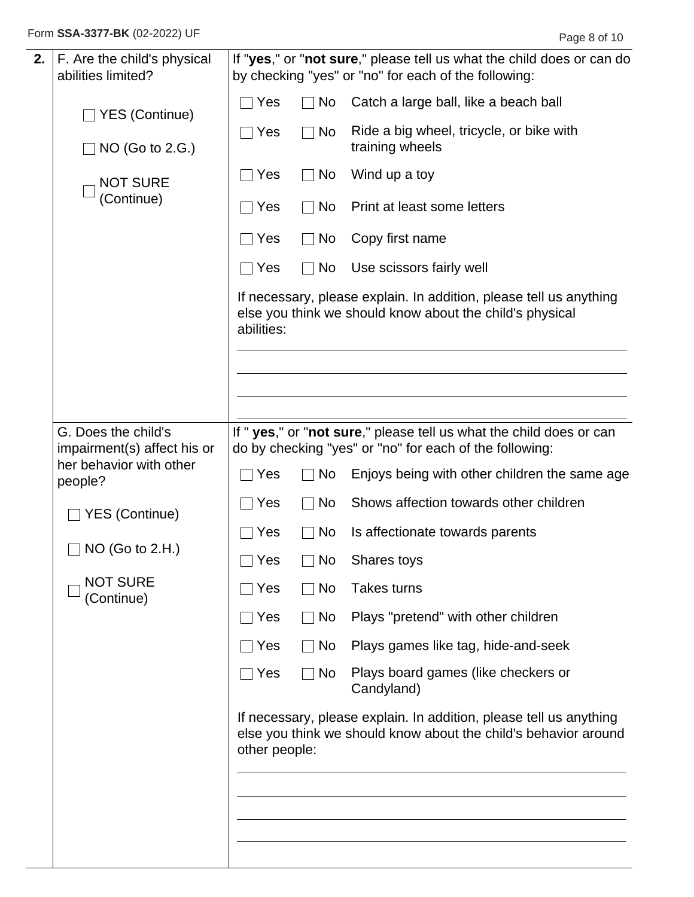**2.**

| F. Are the child's physical abilities limited? | If "**yes**," or "**not sure**," please tell us what the child does or can do by checking "yes" or "no" for each of the following: |
|---|---|
| ☐ YES (Continue) | ☐ Yes ☐ No Catch a large ball, like a beach ball |
| ☐ NO (Go to 2.G.) | ☐ Yes ☐ No Ride a big wheel, tricycle, or bike with training wheels |
| ☐ NOT SURE (Continue) | ☐ Yes ☐ No Wind up a toy |
| | ☐ Yes ☐ No Print at least some letters |
| | ☐ Yes ☐ No Copy first name |
| | ☐ Yes ☐ No Use scissors fairly well |
| | If necessary, please explain. In addition, please tell us anything else you think we should know about the child's physical abilities: ______________________ |

| G. Does the child's impairment(s) affect his or her behavior with other people? | If "**yes**," or "**not sure**," please tell us what the child does or can do by checking "yes" or "no" for each of the following: |
|---|---|
| ☐ YES (Continue) | ☐ Yes ☐ No Enjoys being with other children the same age |
| ☐ NO (Go to 2.H.) | ☐ Yes ☐ No Shows affection towards other children |
| ☐ NOT SURE (Continue) | ☐ Yes ☐ No Is affectionate towards parents |
| | ☐ Yes ☐ No Shares toys |
| | ☐ Yes ☐ No Takes turns |
| | ☐ Yes ☐ No Plays "pretend" with other children |
| | ☐ Yes ☐ No Plays games like tag, hide-and-seek |
| | ☐ Yes ☐ No Plays board games (like checkers or Candyland) |
| | If necessary, please explain. In addition, please tell us anything else you think we should know about the child's behavior around other people: ______________________ |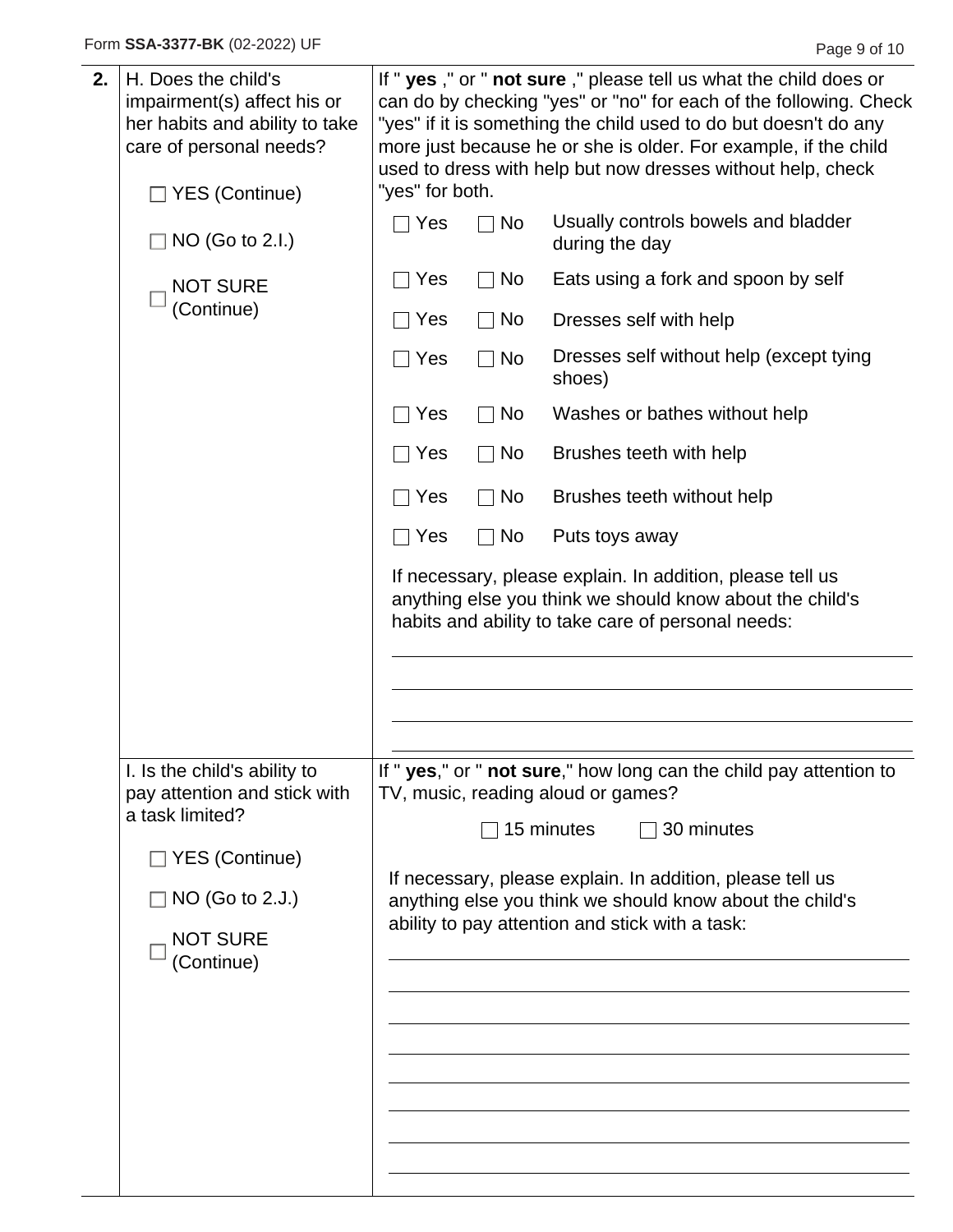**2.**

H. Does the child's impairment(s) affect his or her habits and ability to take care of personal needs?

☐ YES (Continue)

☐ NO (Go to 2.I.)

☐ NOT SURE (Continue)

If " **yes** ," or " **not sure** ," please tell us what the child does or can do by checking "yes" or "no" for each of the following. Check "yes" if it is something the child used to do but doesn't do any more just because he or she is older. For example, if the child used to dress with help but now dresses without help, check "yes" for both.

| Yes | No | |
|---|---|---|
| ☐ Yes | ☐ No | Usually controls bowels and bladder during the day |
| ☐ Yes | ☐ No | Eats using a fork and spoon by self |
| ☐ Yes | ☐ No | Dresses self with help |
| ☐ Yes | ☐ No | Dresses self without help (except tying shoes) |
| ☐ Yes | ☐ No | Washes or bathes without help |
| ☐ Yes | ☐ No | Brushes teeth with help |
| ☐ Yes | ☐ No | Brushes teeth without help |
| ☐ Yes | ☐ No | Puts toys away |

If necessary, please explain. In addition, please tell us anything else you think we should know about the child's habits and ability to take care of personal needs:

______________________________________________

______________________________________________

______________________________________________

______________________________________________

I. Is the child's ability to pay attention and stick with a task limited?

☐ YES (Continue)

☐ NO (Go to 2.J.)

☐ NOT SURE (Continue)

If " **yes**," or " **not sure**," how long can the child pay attention to TV, music, reading aloud or games?

☐ 15 minutes ☐ 30 minutes

If necessary, please explain. In addition, please tell us anything else you think we should know about the child's ability to pay attention and stick with a task:

______________________________________________

______________________________________________

______________________________________________

______________________________________________

______________________________________________

______________________________________________

______________________________________________

______________________________________________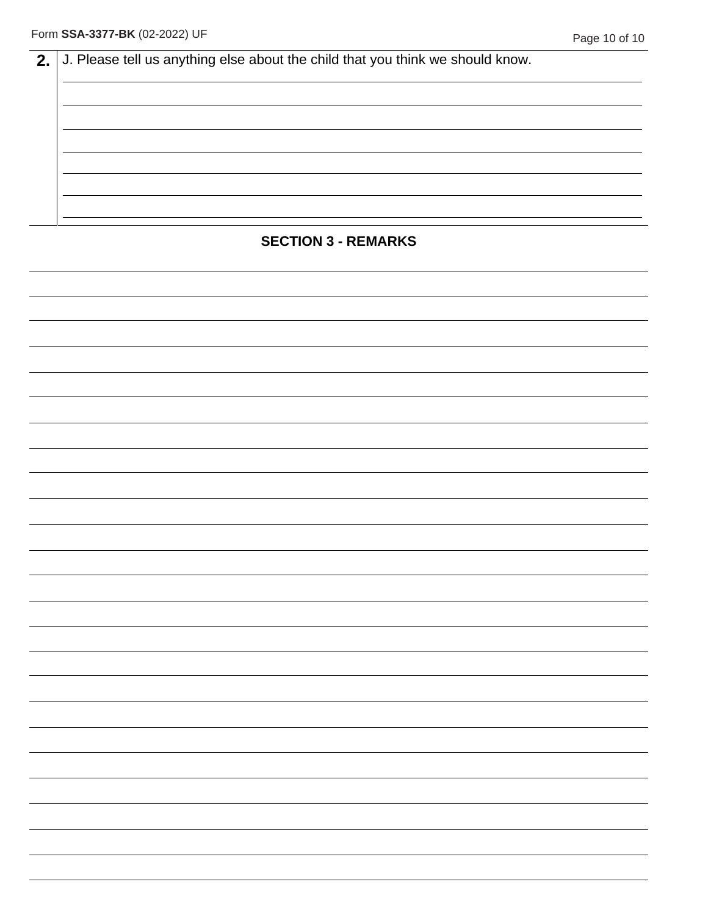**2.** J. Please tell us anything else about the child that you think we should know.

## SECTION 3 - REMARKS